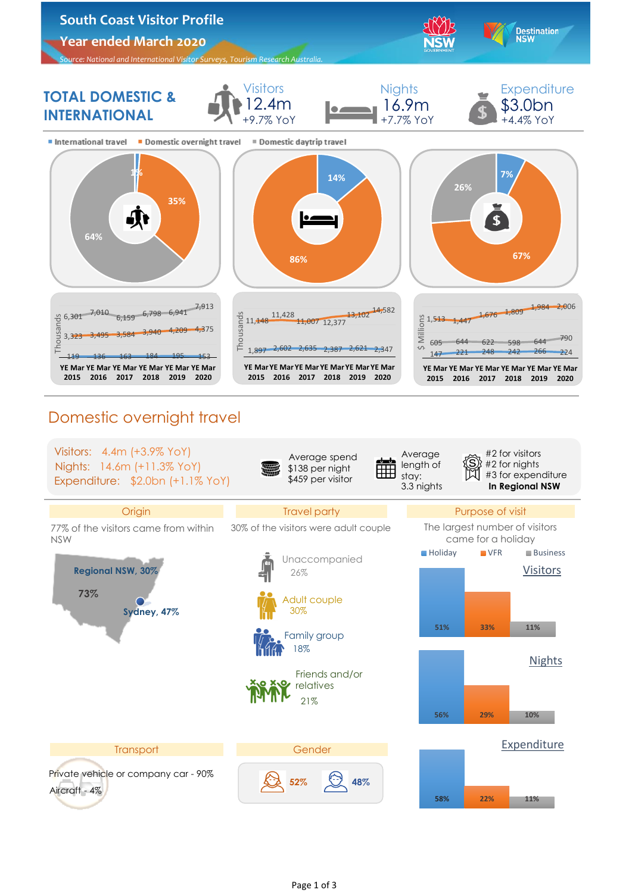# South Coast Visitor Profile

## Year ended March 2020

*Source: National and International Visitor Surveys, Tourism Research Australia.*

NSW GOVERNMENT

Destination NSW

## TOTAL DOMESTIC & INTERNATIONAL

Visitors
12.4m
+9.7% YoY

Nights
16.9m
+7.7% YoY

Expenditure
$3.0bn
+4.4% YoY

International travel
Domestic overnight travel
Domestic daytrip travel

1%
35%
64%

14%
86%

7%
26%
67%

Thousands
6,301 7,010 6,159 6,798 6,941 7,913
3,323 3,495 3,584 3,940 4,209 4,375
119 136 163 184 195 153
YE Mar 2015 YE Mar 2016 YE Mar 2017 YE Mar 2018 YE Mar 2019 YE Mar 2020

Thousands
11,148 11,428 11,007 12,377 13,102 14,582
1,897 2,602 2,635 2,387 2,621 2,347
YE Mar 2015 YE Mar 2016 YE Mar 2017 YE Mar 2018 YE Mar 2019 YE Mar 2020

$ Millions
1,513 1,447 1,676 1,809 1,984 2,006
605 644 622 598 644 790
147 221 248 242 266 224
YE Mar 2015 YE Mar 2016 YE Mar 2017 YE Mar 2018 YE Mar 2019 YE Mar 2020

## Domestic overnight travel

Visitors: 4.4m (+3.9% YoY)
Nights: 14.6m (+11.3% YoY)
Expenditure: $2.0bn (+1.1% YoY)

Average spend
$138 per night
$459 per visitor

Average length of stay:
3.3 nights

#2 for visitors
#2 for nights
#3 for expenditure
**In Regional NSW**

### Origin

77% of the visitors came from within NSW

Regional NSW, 30%
73%
Sydney, 47%

### Travel party

30% of the visitors were adult couple

Unaccompanied
26%

Adult couple
30%

Family group
18%

Friends and/or relatives
21%

### Purpose of visit

The largest number of visitors came for a holiday

Holiday
VFR
Business

Visitors
51% 33% 11%

Nights
56% 29% 10%

Expenditure
58% 22% 11%

### Transport

Private vehicle or company car - 90%
Aircraft - 4%

### Gender

52%
48%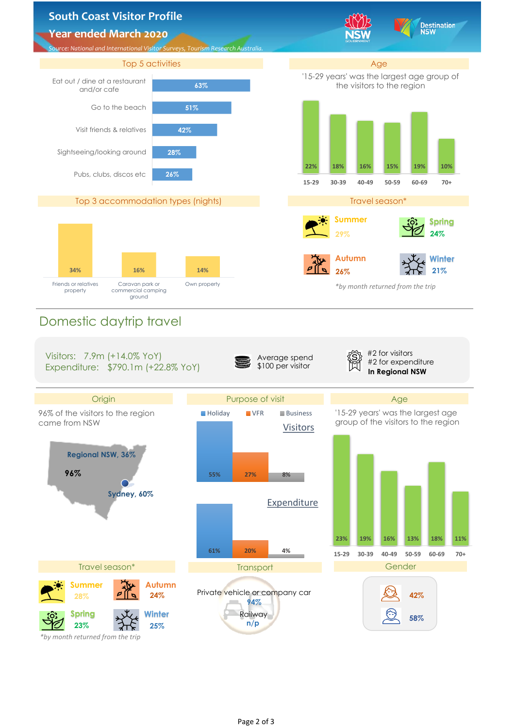# South Coast Visitor Profile
## Year ended March 2020

*Source: National and International Visitor Surveys, Tourism Research Australia.*

### Top 5 activities

Eat out / dine at a restaurant and/or cafe 63%
Go to the beach 51%
Visit friends & relatives 42%
Sightseeing/looking around 28%
Pubs, clubs, discos etc 26%

### Age

'15-29 years' was the largest age group of the visitors to the region

22% 18% 16% 15% 19% 10%
15-29 30-39 40-49 50-59 60-69 70+

### Top 3 accommodation types (nights)

34% 16% 14%
Friends or relatives property
Caravan park or commercial camping ground
Own property

### Travel season*

Summer 29%
Spring 24%
Autumn 26%
Winter 21%

*by month returned from the trip

## Domestic daytrip travel

Visitors: 7.9m (+14.0% YoY)
Expenditure: $790.1m (+22.8% YoY)

Average spend $100 per visitor

#2 for visitors
#2 for expenditure
**In Regional NSW**

### Origin

96% of the visitors to the region came from NSW

Regional NSW, 36%
96%
Sydney, 60%

### Purpose of visit

Holiday VFR Business

Visitors
55% 27% 8%

Expenditure
61% 20% 4%

### Age

'15-29 years' was the largest age group of the visitors to the region

23% 19% 16% 13% 18% 11%
15-29 30-39 40-49 50-59 60-69 70+

### Travel season*

Summer 28%
Autumn 24%
Spring 23%
Winter 25%

*by month returned from the trip

### Transport

Private vehicle or company car 94%
Railway n/p

### Gender

42%
58%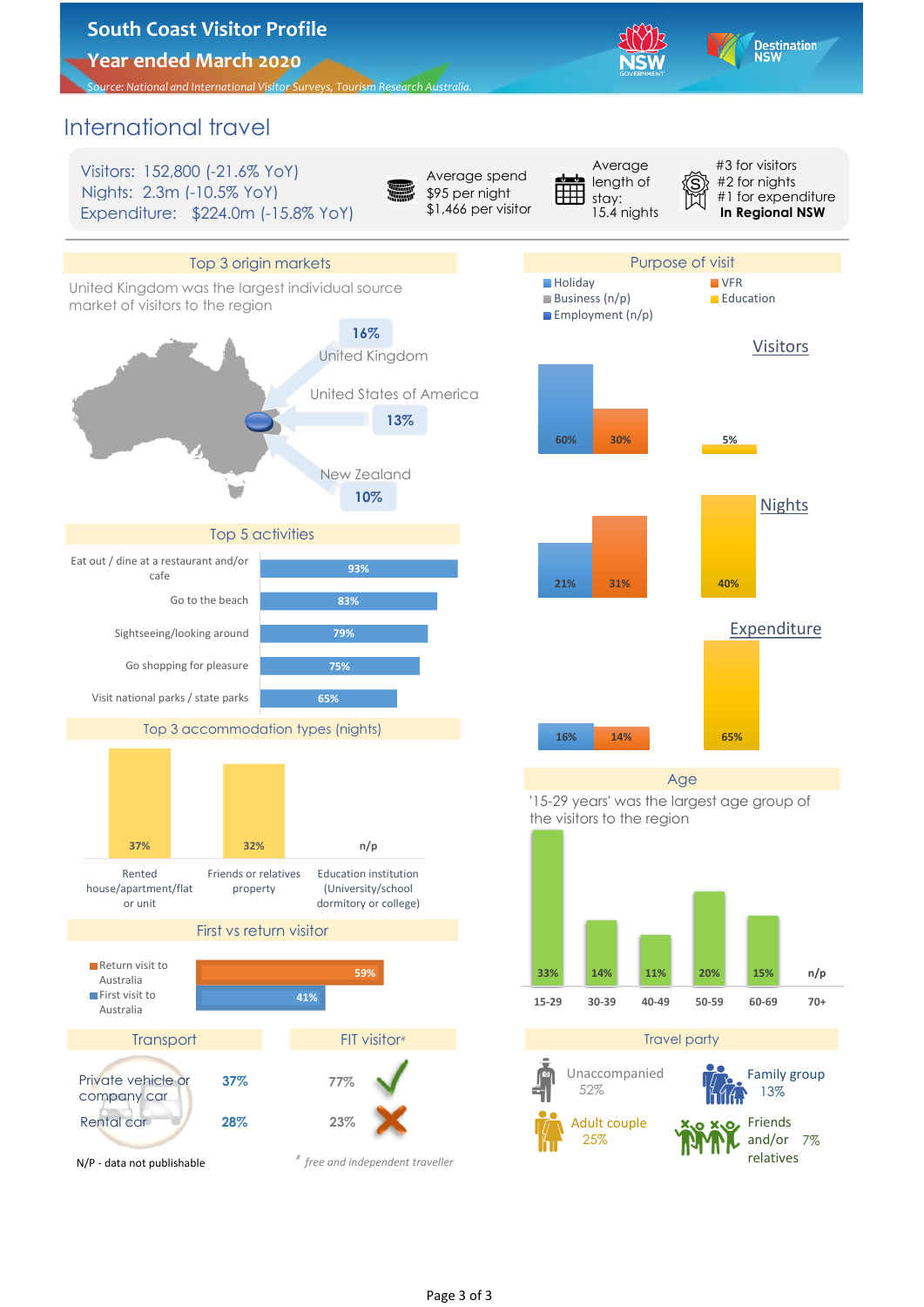# South Coast Visitor Profile

## Year ended March 2020

*Source: National and International Visitor Surveys, Tourism Research Australia.*

## International travel

Visitors: 152,800 (-21.6% YoY)
Nights: 2.3m (-10.5% YoY)
Expenditure: $224.0m (-15.8% YoY)

Average spend
$95 per night
$1,466 per visitor

Average length of stay:
15.4 nights

#3 for visitors
#2 for nights
#1 for expenditure
**In Regional NSW**

### Top 3 origin markets

United Kingdom was the largest individual source market of visitors to the region

16%
United Kingdom

United States of America
13%

New Zealand
10%

### Top 5 activities

Eat out / dine at a restaurant and/or cafe
93%

Go to the beach
83%

Sightseeing/looking around
79%

Go shopping for pleasure
75%

Visit national parks / state parks
65%

### Top 3 accommodation types (nights)

37%
Rented house/apartment/flat or unit

32%
Friends or relatives property

n/p
Education institution (University/school dormitory or college)

### First vs return visitor

Return visit to Australia
59%

First visit to Australia
41%

### Transport

Private vehicle or company car
37%

Rental car
28%

### FIT visitor[#]

77%

23%

N/P - data not publishable

[#] *free and independent traveller*

### Purpose of visit

Holiday
VFR
Business (n/p)
Education
Employment (n/p)

Visitors
60%
30%
5%

Nights
21%
31%
40%

Expenditure
16%
14%
65%

### Age

'15-29 years' was the largest age group of the visitors to the region

33%
14%
11%
20%
15%
n/p

15-29
30-39
40-49
50-59
60-69
70+

### Travel party

Unaccompanied
52%

Family group
13%

Adult couple
25%

Friends and/or relatives
7%